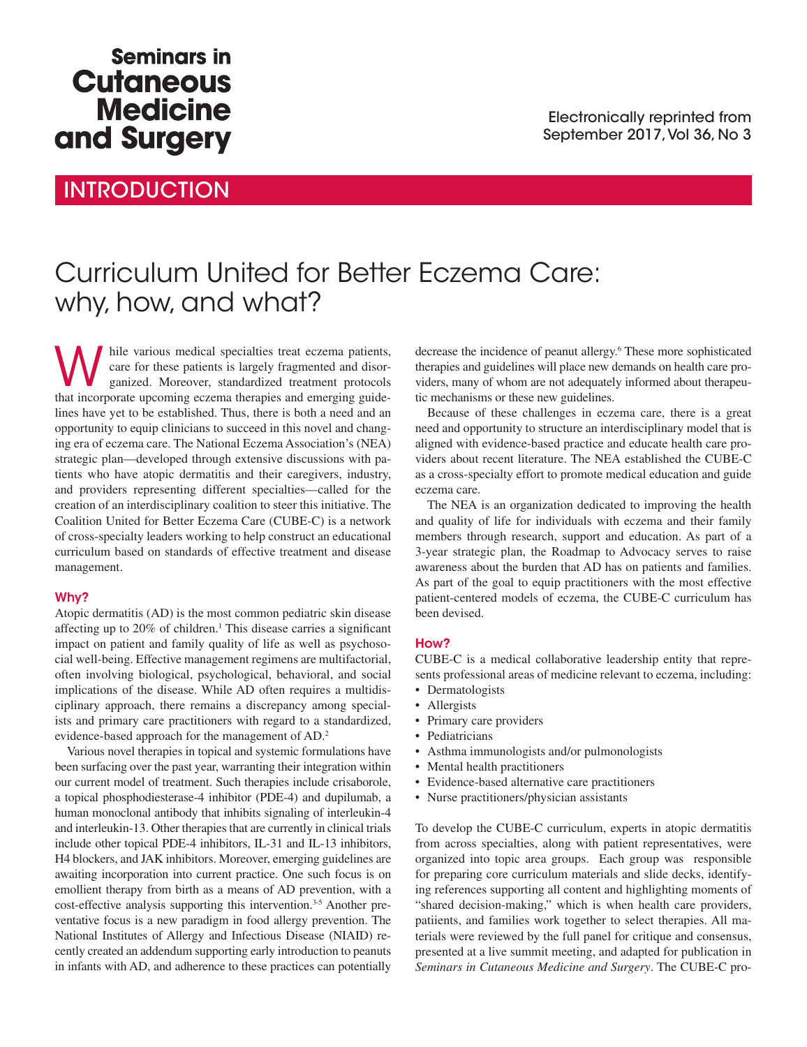# Curriculum United for Better Eczema Care: why, how, and what?

While various medical specialties treat eczema patients, care for these patients is largely fragmented and disorganized. Moreover, standardized treatment protocols that incorporate upcoming eczema therapies and emerging guidelines have yet to be established. Thus, there is both a need and an opportunity to equip clinicians to succeed in this novel and changing era of eczema care. The National Eczema Association's (NEA) strategic plan—developed through extensive discussions with patients who have atopic dermatitis and their caregivers, industry, and providers representing different specialties—called for the creation of an interdisciplinary coalition to steer this initiative. The Coalition United for Better Eczema Care (CUBE-C) is a network of cross-specialty leaders working to help construct an educational curriculum based on standards of effective treatment and disease management.

## Why?

Atopic dermatitis (AD) is the most common pediatric skin disease affecting up to 20% of children.[1] This disease carries a significant impact on patient and family quality of life as well as psychosocial well-being. Effective management regimens are multifactorial, often involving biological, psychological, behavioral, and social implications of the disease. While AD often requires a multidisciplinary approach, there remains a discrepancy among specialists and primary care practitioners with regard to a standardized, evidence-based approach for the management of AD.[2]

Various novel therapies in topical and systemic formulations have been surfacing over the past year, warranting their integration within our current model of treatment. Such therapies include crisaborole, a topical phosphodiesterase-4 inhibitor (PDE-4) and dupilumab, a human monoclonal antibody that inhibits signaling of interleukin-4 and interleukin-13. Other therapies that are currently in clinical trials include other topical PDE-4 inhibitors, IL-31 and IL-13 inhibitors, H4 blockers, and JAK inhibitors. Moreover, emerging guidelines are awaiting incorporation into current practice. One such focus is on emollient therapy from birth as a means of AD prevention, with a cost-effective analysis supporting this intervention.[3-5] Another preventative focus is a new paradigm in food allergy prevention. The National Institutes of Allergy and Infectious Disease (NIAID) recently created an addendum supporting early introduction to peanuts in infants with AD, and adherence to these practices can potentially decrease the incidence of peanut allergy.[6] These more sophisticated therapies and guidelines will place new demands on health care providers, many of whom are not adequately informed about therapeutic mechanisms or these new guidelines.

Because of these challenges in eczema care, there is a great need and opportunity to structure an interdisciplinary model that is aligned with evidence-based practice and educate health care providers about recent literature. The NEA established the CUBE-C as a cross-specialty effort to promote medical education and guide eczema care.

The NEA is an organization dedicated to improving the health and quality of life for individuals with eczema and their family members through research, support and education. As part of a 3-year strategic plan, the Roadmap to Advocacy serves to raise awareness about the burden that AD has on patients and families. As part of the goal to equip practitioners with the most effective patient-centered models of eczema, the CUBE-C curriculum has been devised.

## How?

CUBE-C is a medical collaborative leadership entity that represents professional areas of medicine relevant to eczema, including:

- Dermatologists
- Allergists
- Primary care providers
- Pediatricians
- Asthma immunologists and/or pulmonologists
- Mental health practitioners
- Evidence-based alternative care practitioners
- Nurse practitioners/physician assistants

To develop the CUBE-C curriculum, experts in atopic dermatitis from across specialties, along with patient representatives, were organized into topic area groups. Each group was responsible for preparing core curriculum materials and slide decks, identifying references supporting all content and highlighting moments of "shared decision-making," which is when health care providers, patiients, and families work together to select therapies. All materials were reviewed by the full panel for critique and consensus, presented at a live summit meeting, and adapted for publication in *Seminars in Cutaneous Medicine and Surgery*. The CUBE-C pro-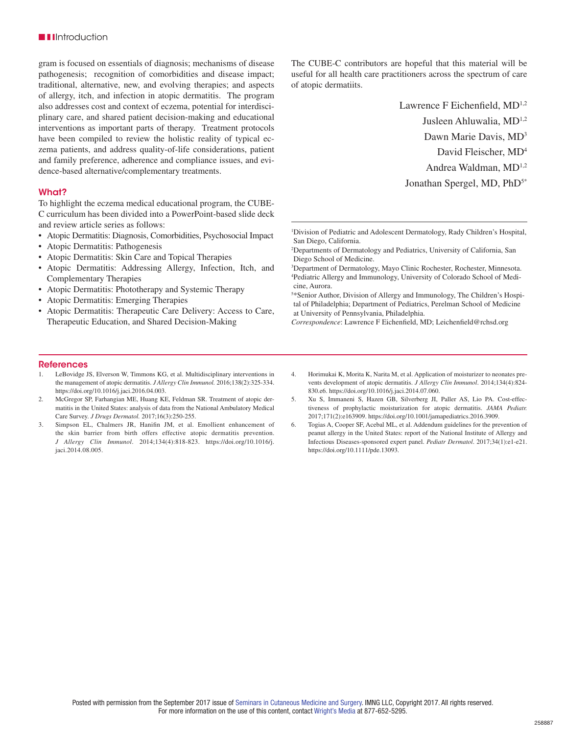gram is focused on essentials of diagnosis; mechanisms of disease pathogenesis; recognition of comorbidities and disease impact; traditional, alternative, new, and evolving therapies; and aspects of allergy, itch, and infection in atopic dermatitis. The program also addresses cost and context of eczema, potential for interdisciplinary care, and shared patient decision-making and educational interventions as important parts of therapy. Treatment protocols have been compiled to review the holistic reality of typical eczema patients, and address quality-of-life considerations, patient and family preference, adherence and compliance issues, and evidence-based alternative/complementary treatments.

## What?

To highlight the eczema medical educational program, the CUBE-C curriculum has been divided into a PowerPoint-based slide deck and review article series as follows:

- Atopic Dermatitis: Diagnosis, Comorbidities, Psychosocial Impact
- Atopic Dermatitis: Pathogenesis
- Atopic Dermatitis: Skin Care and Topical Therapies
- Atopic Dermatitis: Addressing Allergy, Infection, Itch, and Complementary Therapies
- Atopic Dermatitis: Phototherapy and Systemic Therapy
- Atopic Dermatitis: Emerging Therapies
- Atopic Dermatitis: Therapeutic Care Delivery: Access to Care, Therapeutic Education, and Shared Decision-Making

The CUBE-C contributors are hopeful that this material will be useful for all health care practitioners across the spectrum of care of atopic dermatiits.

Lawrence F Eichenfield, MD[1,2]
Jusleen Ahluwalia, MD[1,2]
Dawn Marie Davis, MD[3]
David Fleischer, MD[4]
Andrea Waldman, MD[1,2]
Jonathan Spergel, MD, PhD[5*]

[1]Division of Pediatric and Adolescent Dermatology, Rady Children's Hospital, San Diego, California.
[2]Departments of Dermatology and Pediatrics, University of California, San Diego School of Medicine.
[3]Department of Dermatology, Mayo Clinic Rochester, Rochester, Minnesota.
[4]Pediatric Allergy and Immunology, University of Colorado School of Medicine, Aurora.
[5]*Senior Author, Division of Allergy and Immunology, The Children's Hospital of Philadelphia; Department of Pediatrics, Perelman School of Medicine at University of Pennsylvania, Philadelphia.
*Correspondence*: Lawrence F Eichenfield, MD; Leichenfield@rchsd.org

## References

1. LeBovidge JS, Elverson W, Timmons KG, et al. Multidisciplinary interventions in the management of atopic dermatitis. *J Allergy Clin Immunol.* 2016;138(2):325-334. https://doi.org/10.1016/j.jaci.2016.04.003.
2. McGregor SP, Farhangian ME, Huang KE, Feldman SR. Treatment of atopic dermatitis in the United States: analysis of data from the National Ambulatory Medical Care Survey. *J Drugs Dermatol.* 2017;16(3):250-255.
3. Simpson EL, Chalmers JR, Hanifin JM, et al. Emollient enhancement of the skin barrier from birth offers effective atopic dermatitis prevention. *J Allergy Clin Immunol*. 2014;134(4):818-823. https://doi.org/10.1016/j.jaci.2014.08.005.
4. Horimukai K, Morita K, Narita M, et al. Application of moisturizer to neonates prevents development of atopic dermatitis. *J Allergy Clin Immunol*. 2014;134(4):824-830.e6. https://doi.org/10.1016/j.jaci.2014.07.060.
5. Xu S, Immaneni S, Hazen GB, Silverberg JI, Paller AS, Lio PA. Cost-effectiveness of prophylactic moisturization for atopic dermatitis. *JAMA Pediatr.* 2017;171(2):e163909. https://doi.org/10.1001/jamapediatrics.2016.3909.
6. Togias A, Cooper SF, Acebal ML, et al. Addendum guidelines for the prevention of peanut allergy in the United States: report of the National Institute of Allergy and Infectious Diseases-sponsored expert panel. *Pediatr Dermatol*. 2017;34(1):e1-e21. https://doi.org/10.1111/pde.13093.

Posted with permission from the September 2017 issue of Seminars in Cutaneous Medicine and Surgery. IMNG LLC, Copyright 2017. All rights reserved. For more information on the use of this content, contact Wright's Media at 877-652-5295.